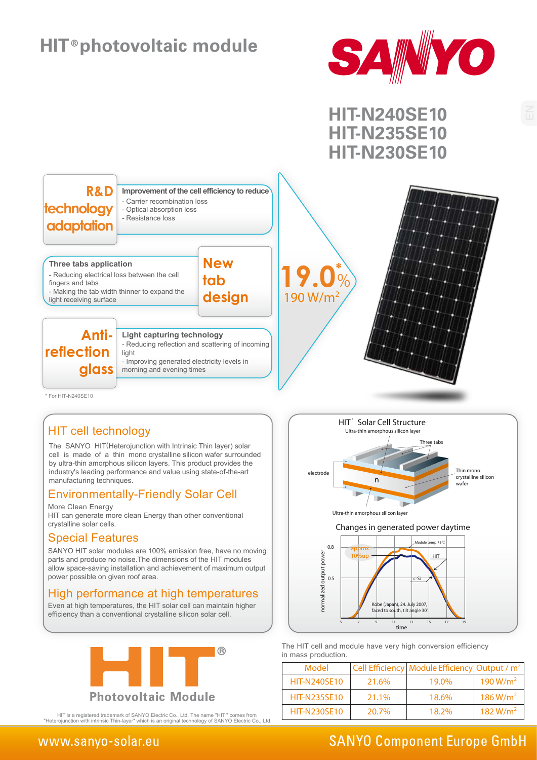# HIT® photovoltaic module

SANYO

## HIT-N240SE10
## HIT-N235SE10
## HIT-N230SE10

**R&D technology adaptation**

**Improvement of the cell efficiency to reduce**
- Carrier recombination loss
- Optical absorption loss
- Resistance loss

**New tab design**

**Three tabs application**
- Reducing electrical loss between the cell fingers and tabs
- Making the tab width thinner to expand the light receiving surface

**Anti-reflection glass**

**Light capturing technology**
- Reducing reflection and scattering of incoming light
- Improving generated electricity levels in morning and evening times

**19.0*%**
**190 W/m²**

\* For HIT-N240SE10

## HIT cell technology

The SANYO HIT(Heterojunction with Intrinsic Thin layer) solar cell is made of a thin mono crystalline silicon wafer surrounded by ultra-thin amorphous silicon layers. This product provides the industry's leading performance and value using state-of-the-art manufacturing techniques.

## Environmentally-Friendly Solar Cell

More Clean Energy
HIT can generate more clean Energy than other conventional crystalline solar cells.

## Special Features

SANYO HIT solar modules are 100% emission free, have no moving parts and produce no noise.The dimensions of the HIT modules allow space-saving installation and achievement of maximum output power possible on given roof area.

## High performance at high temperatures

Even at high temperatures, the HIT solar cell can maintain higher efficiency than a conventional crystalline silicon solar cell.

### HIT® Solar Cell Structure

Ultra-thin amorphous silicon layer; Three tabs; electrode; n; Thin mono crystalline silicon wafer; Ultra-thin amorphous silicon layer

### Changes in generated power daytime

normalized output power; time; approx. 10%up; Module temp. 75℃; HIT; c-Si; Kobe (Japan), 24. July 2007, faced to south, tilt angle 30°

The HIT cell and module have very high conversion efficiency in mass production.

| Model | Cell Efficiency | Module Efficiency | Output / m² |
|---|---|---|---|
| HIT-N240SE10 | 21.6% | 19.0% | 190 W/m² |
| HIT-N235SE10 | 21.1% | 18.6% | 186 W/m² |
| HIT-N230SE10 | 20.7% | 18.2% | 182 W/m² |

HIT® Photovoltaic Module

HIT is a registered trademark of SANYO Electric Co., Ltd. The name "HIT" comes from "Heterojunction with intrinsic Thin-layer" which is an original technology of SANYO Electric Co., Ltd.

www.sanyo-solar.eu

SANYO Component Europe GmbH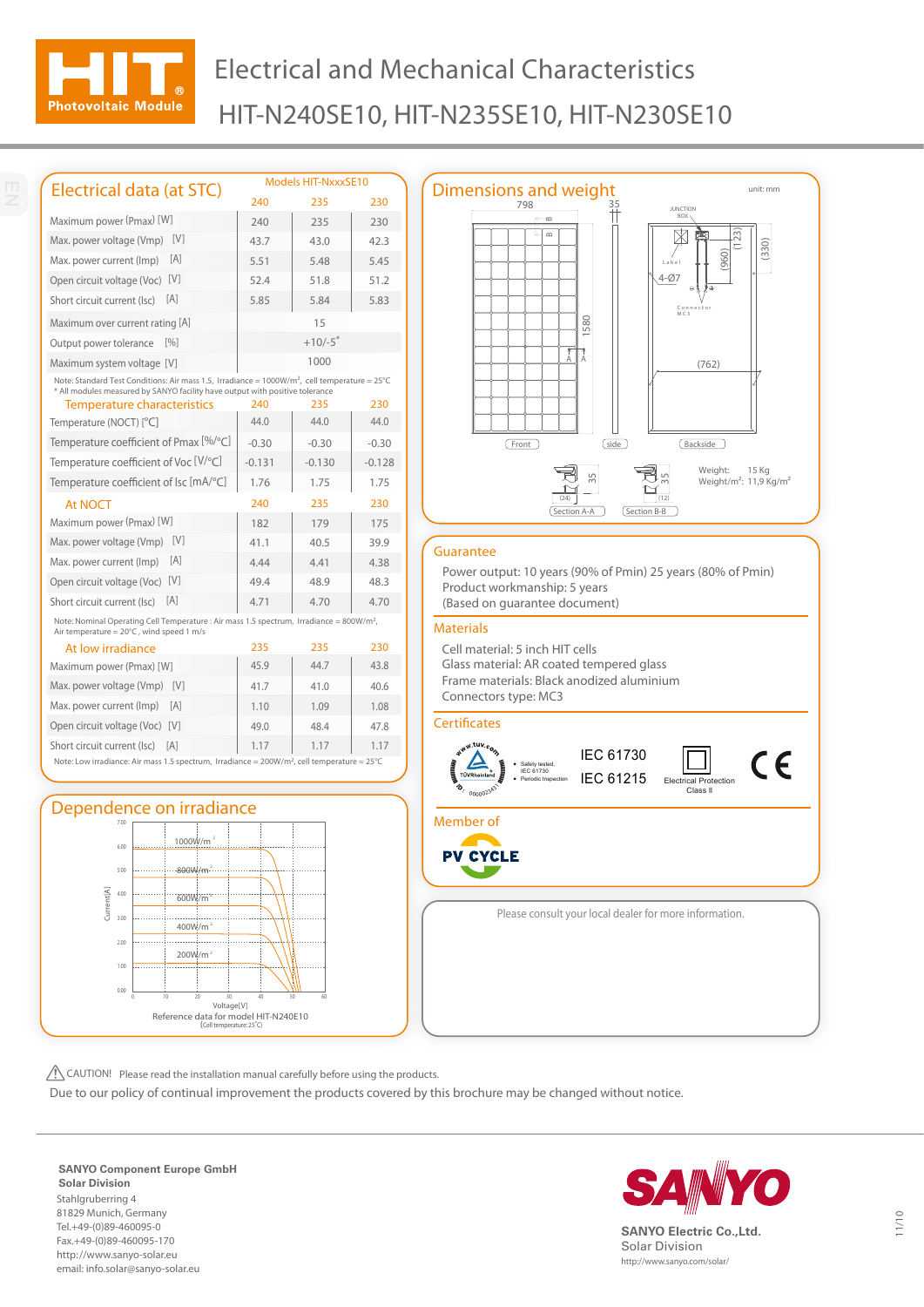# Electrical and Mechanical Characteristics

## HIT-N240SE10, HIT-N235SE10, HIT-N230SE10

## Electrical data (at STC)

| | Models HIT-NxxxSE10 | | |
|---|---|---|---|
| | 240 | 235 | 230 |
| Maximum power (Pmax) [W] | 240 | 235 | 230 |
| Max. power voltage (Vmp) [V] | 43.7 | 43.0 | 42.3 |
| Max. power current (Imp) [A] | 5.51 | 5.48 | 5.45 |
| Open circuit voltage (Voc) [V] | 52.4 | 51.8 | 51.2 |
| Short circuit current (Isc) [A] | 5.85 | 5.84 | 5.83 |
| Maximum over current rating [A] | 15 | | |
| Output power tolerance [%] | +10/-5* | | |
| Maximum system voltage [V] | 1000 | | |

Note: Standard Test Conditions: Air mass 1.5, Irradiance = 1000W/m², cell temperature = 25°C
* All modules measured by SANYO facility have output with positive tolerance

### Temperature characteristics

| | 240 | 235 | 230 |
|---|---|---|---|
| Temperature (NOCT) [°C] | 44.0 | 44.0 | 44.0 |
| Temperature coefficient of Pmax [%/°C] | -0.30 | -0.30 | -0.30 |
| Temperature coefficient of Voc [V/°C] | -0.131 | -0.130 | -0.128 |
| Temperature coefficient of Isc [mA/°C] | 1.76 | 1.75 | 1.75 |

### At NOCT

| | 240 | 235 | 230 |
|---|---|---|---|
| Maximum power (Pmax) [W] | 182 | 179 | 175 |
| Max. power voltage (Vmp) [V] | 41.1 | 40.5 | 39.9 |
| Max. power current (Imp) [A] | 4.44 | 4.41 | 4.38 |
| Open circuit voltage (Voc) [V] | 49.4 | 48.9 | 48.3 |
| Short circuit current (Isc) [A] | 4.71 | 4.70 | 4.70 |

Note: Nominal Operating Cell Temperature : Air mass 1.5 spectrum, Irradiance = 800W/m², Air temperature = 20°C, wind speed 1 m/s

### At low irradiance

| | 235 | 235 | 230 |
|---|---|---|---|
| Maximum power (Pmax) [W] | 45.9 | 44.7 | 43.8 |
| Max. power voltage (Vmp) [V] | 41.7 | 41.0 | 40.6 |
| Max. power current (Imp) [A] | 1.10 | 1.09 | 1.08 |
| Open circuit voltage (Voc) [V] | 49.0 | 48.4 | 47.8 |
| Short circuit current (Isc) [A] | 1.17 | 1.17 | 1.17 |

Note: Low irradiance: Air mass 1.5 spectrum, Irradiance = 200W/m², cell temperature = 25°C

## Dependence on irradiance

Current[A]
7.00
6.00
5.00
4.00
3.00
2.00
1.00
0.00
1000W/m²
800W/m²
600W/m²
400W/m²
200W/m²
0 10 20 30 40 50 60
Voltage[V]

Reference data for model HIT-N240E10
(Cell temperature:25°C)

## Dimensions and weight

unit: mm

798
35
1580
JUNCTION BOX
Label
4-Ø7
(960)
(123)
(330)
Connector MC3
(762)
A A
Front
side
Backside
35
(24)
Section A-A
35
(12)
Section B-B

Weight: 15 Kg
Weight/m²: 11,9 Kg/m²

## Guarantee

Power output: 10 years (90% of Pmin) 25 years (80% of Pmin)
Product workmanship: 5 years
(Based on guarantee document)

## Materials

Cell material: 5 inch HIT cells
Glass material: AR coated tempered glass
Frame materials: Black anodized aluminium
Connectors type: MC3

## Certificates

www.tuv.com
TÜVRheinland
ID 0000023451
- Safety tested, IEC 61730
- Periodic Inspection

IEC 61730
IEC 61215

Electrical Protection Class II

CE

## Member of

PV CYCLE

Please consult your local dealer for more information.

CAUTION! Please read the installation manual carefully before using the products.

Due to our policy of continual improvement the products covered by this brochure may be changed without notice.

**SANYO Component Europe GmbH**
**Solar Division**
Stahlgruberring 4
81829 Munich, Germany
Tel.+49-(0)89-460095-0
Fax.+49-(0)89-460095-170
http://www.sanyo-solar.eu
email: info.solar@sanyo-solar.eu

SANYO

**SANYO Electric Co.,Ltd.**
Solar Division
http://www.sanyo.com/solar/

11/10